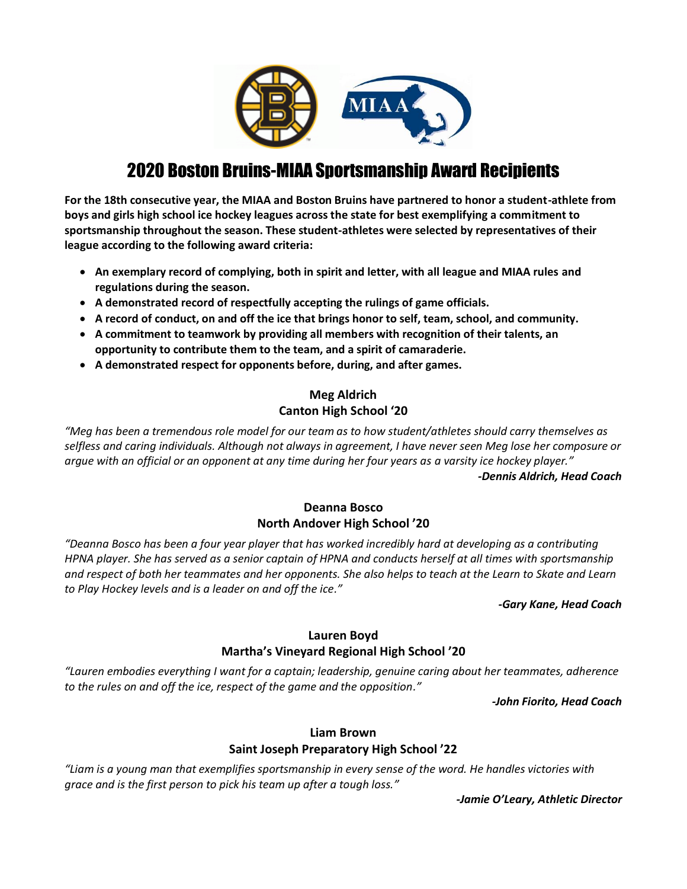# 2020 Boston Bruins-MIAA Sportsmanship Award Recipients

**For the 18th consecutive year, the MIAA and Boston Bruins have partnered to honor a student-athlete from boys and girls high school ice hockey leagues across the state for best exemplifying a commitment to sportsmanship throughout the season. These student-athletes were selected by representatives of their league according to the following award criteria:**

- **An exemplary record of complying, both in spirit and letter, with all league and MIAA rules and regulations during the season.**
- **A demonstrated record of respectfully accepting the rulings of game officials.**
- **A record of conduct, on and off the ice that brings honor to self, team, school, and community.**
- **A commitment to teamwork by providing all members with recognition of their talents, an opportunity to contribute them to the team, and a spirit of camaraderie.**
- **A demonstrated respect for opponents before, during, and after games.**

**Meg Aldrich**
**Canton High School '20**

*"Meg has been a tremendous role model for our team as to how student/athletes should carry themselves as selfless and caring individuals. Although not always in agreement, I have never seen Meg lose her composure or argue with an official or an opponent at any time during her four years as a varsity ice hockey player."*

***-Dennis Aldrich, Head Coach***

**Deanna Bosco**
**North Andover High School '20**

*"Deanna Bosco has been a four year player that has worked incredibly hard at developing as a contributing HPNA player. She has served as a senior captain of HPNA and conducts herself at all times with sportsmanship and respect of both her teammates and her opponents. She also helps to teach at the Learn to Skate and Learn to Play Hockey levels and is a leader on and off the ice."*

***-Gary Kane, Head Coach***

**Lauren Boyd**
**Martha's Vineyard Regional High School '20**

*"Lauren embodies everything I want for a captain; leadership, genuine caring about her teammates, adherence to the rules on and off the ice, respect of the game and the opposition."*

***-John Fiorito, Head Coach***

**Liam Brown**
**Saint Joseph Preparatory High School '22**

*"Liam is a young man that exemplifies sportsmanship in every sense of the word. He handles victories with grace and is the first person to pick his team up after a tough loss."*

***-Jamie O'Leary, Athletic Director***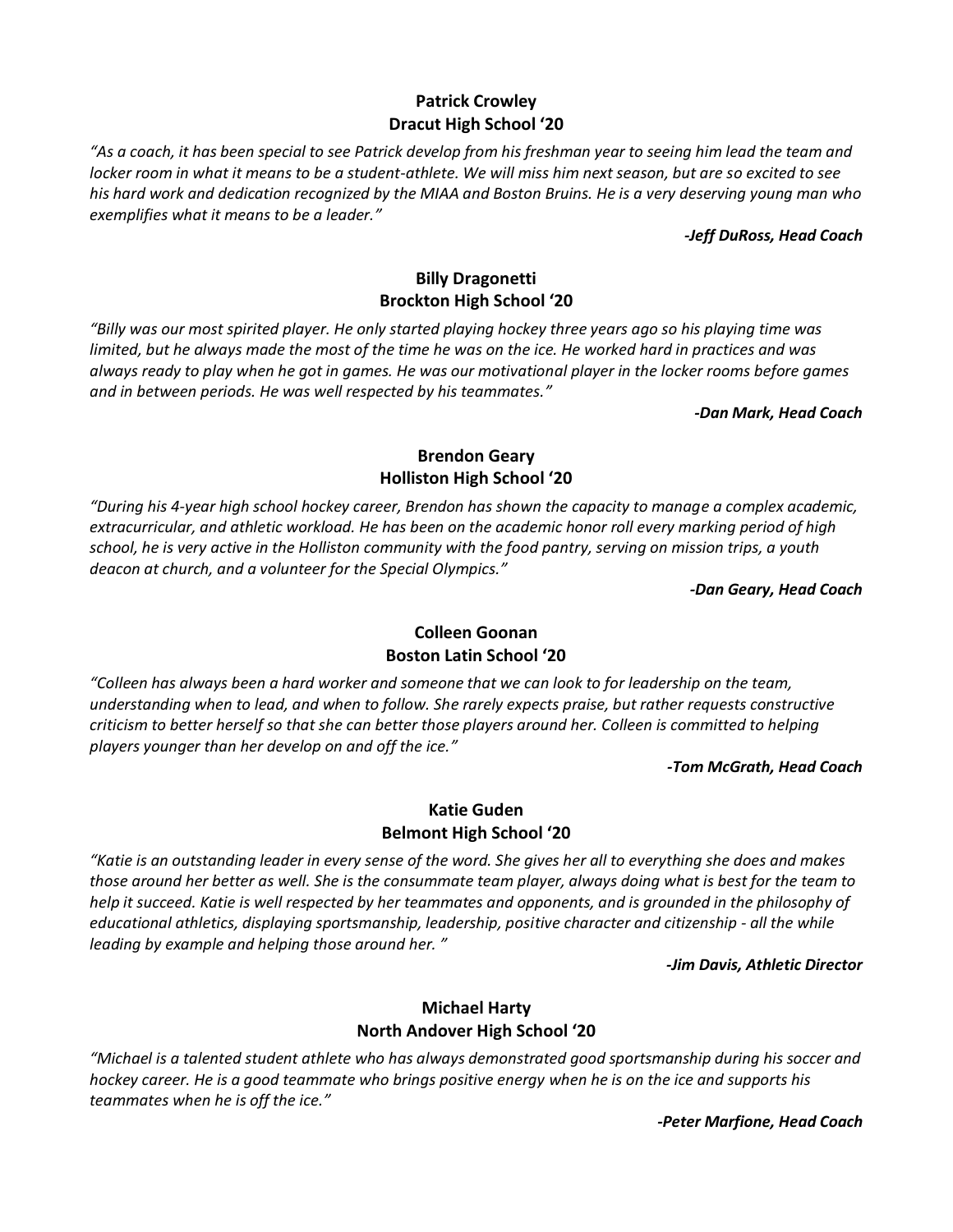**Patrick Crowley**
**Dracut High School '20**

*"As a coach, it has been special to see Patrick develop from his freshman year to seeing him lead the team and locker room in what it means to be a student-athlete. We will miss him next season, but are so excited to see his hard work and dedication recognized by the MIAA and Boston Bruins. He is a very deserving young man who exemplifies what it means to be a leader."*

***-Jeff DuRoss, Head Coach***

**Billy Dragonetti**
**Brockton High School '20**

*"Billy was our most spirited player. He only started playing hockey three years ago so his playing time was limited, but he always made the most of the time he was on the ice. He worked hard in practices and was always ready to play when he got in games. He was our motivational player in the locker rooms before games and in between periods. He was well respected by his teammates."*

***-Dan Mark, Head Coach***

**Brendon Geary**
**Holliston High School '20**

*"During his 4-year high school hockey career, Brendon has shown the capacity to manage a complex academic, extracurricular, and athletic workload. He has been on the academic honor roll every marking period of high school, he is very active in the Holliston community with the food pantry, serving on mission trips, a youth deacon at church, and a volunteer for the Special Olympics."*

***-Dan Geary, Head Coach***

**Colleen Goonan**
**Boston Latin School '20**

*"Colleen has always been a hard worker and someone that we can look to for leadership on the team, understanding when to lead, and when to follow. She rarely expects praise, but rather requests constructive criticism to better herself so that she can better those players around her. Colleen is committed to helping players younger than her develop on and off the ice."*

***-Tom McGrath, Head Coach***

**Katie Guden**
**Belmont High School '20**

*"Katie is an outstanding leader in every sense of the word. She gives her all to everything she does and makes those around her better as well. She is the consummate team player, always doing what is best for the team to help it succeed. Katie is well respected by her teammates and opponents, and is grounded in the philosophy of educational athletics, displaying sportsmanship, leadership, positive character and citizenship - all the while leading by example and helping those around her."*

***-Jim Davis, Athletic Director***

**Michael Harty**
**North Andover High School '20**

*"Michael is a talented student athlete who has always demonstrated good sportsmanship during his soccer and hockey career. He is a good teammate who brings positive energy when he is on the ice and supports his teammates when he is off the ice."*

***-Peter Marfione, Head Coach***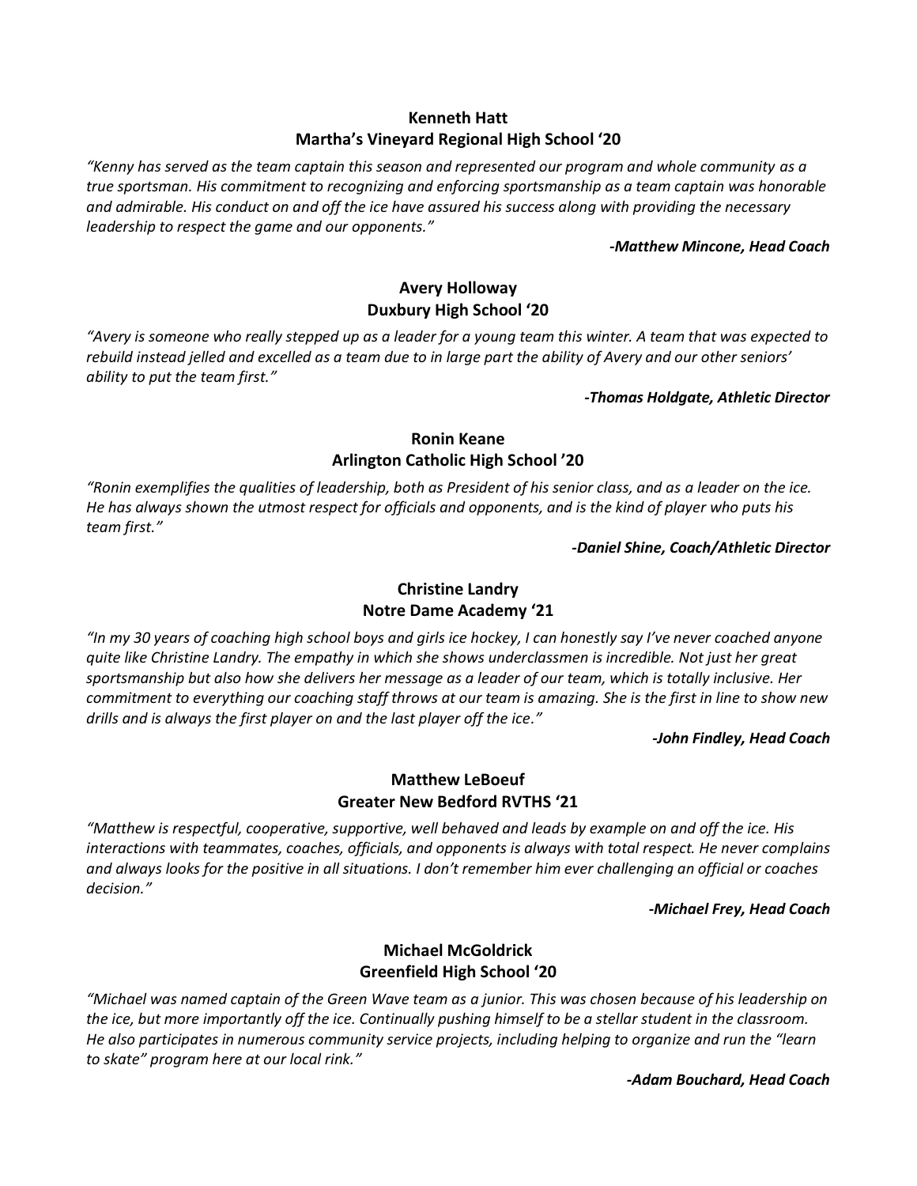**Kenneth Hatt**
**Martha's Vineyard Regional High School '20**

*"Kenny has served as the team captain this season and represented our program and whole community as a true sportsman. His commitment to recognizing and enforcing sportsmanship as a team captain was honorable and admirable. His conduct on and off the ice have assured his success along with providing the necessary leadership to respect the game and our opponents."*

***-Matthew Mincone, Head Coach***

**Avery Holloway**
**Duxbury High School '20**

*"Avery is someone who really stepped up as a leader for a young team this winter. A team that was expected to rebuild instead jelled and excelled as a team due to in large part the ability of Avery and our other seniors' ability to put the team first."*

***-Thomas Holdgate, Athletic Director***

**Ronin Keane**
**Arlington Catholic High School '20**

*"Ronin exemplifies the qualities of leadership, both as President of his senior class, and as a leader on the ice. He has always shown the utmost respect for officials and opponents, and is the kind of player who puts his team first."*

***-Daniel Shine, Coach/Athletic Director***

**Christine Landry**
**Notre Dame Academy '21**

*"In my 30 years of coaching high school boys and girls ice hockey, I can honestly say I've never coached anyone quite like Christine Landry. The empathy in which she shows underclassmen is incredible. Not just her great sportsmanship but also how she delivers her message as a leader of our team, which is totally inclusive. Her commitment to everything our coaching staff throws at our team is amazing. She is the first in line to show new drills and is always the first player on and the last player off the ice."*

***-John Findley, Head Coach***

**Matthew LeBoeuf**
**Greater New Bedford RVTHS '21**

*"Matthew is respectful, cooperative, supportive, well behaved and leads by example on and off the ice. His interactions with teammates, coaches, officials, and opponents is always with total respect. He never complains and always looks for the positive in all situations. I don't remember him ever challenging an official or coaches decision."*

***-Michael Frey, Head Coach***

**Michael McGoldrick**
**Greenfield High School '20**

*"Michael was named captain of the Green Wave team as a junior. This was chosen because of his leadership on the ice, but more importantly off the ice. Continually pushing himself to be a stellar student in the classroom. He also participates in numerous community service projects, including helping to organize and run the "learn to skate" program here at our local rink."*

***-Adam Bouchard, Head Coach***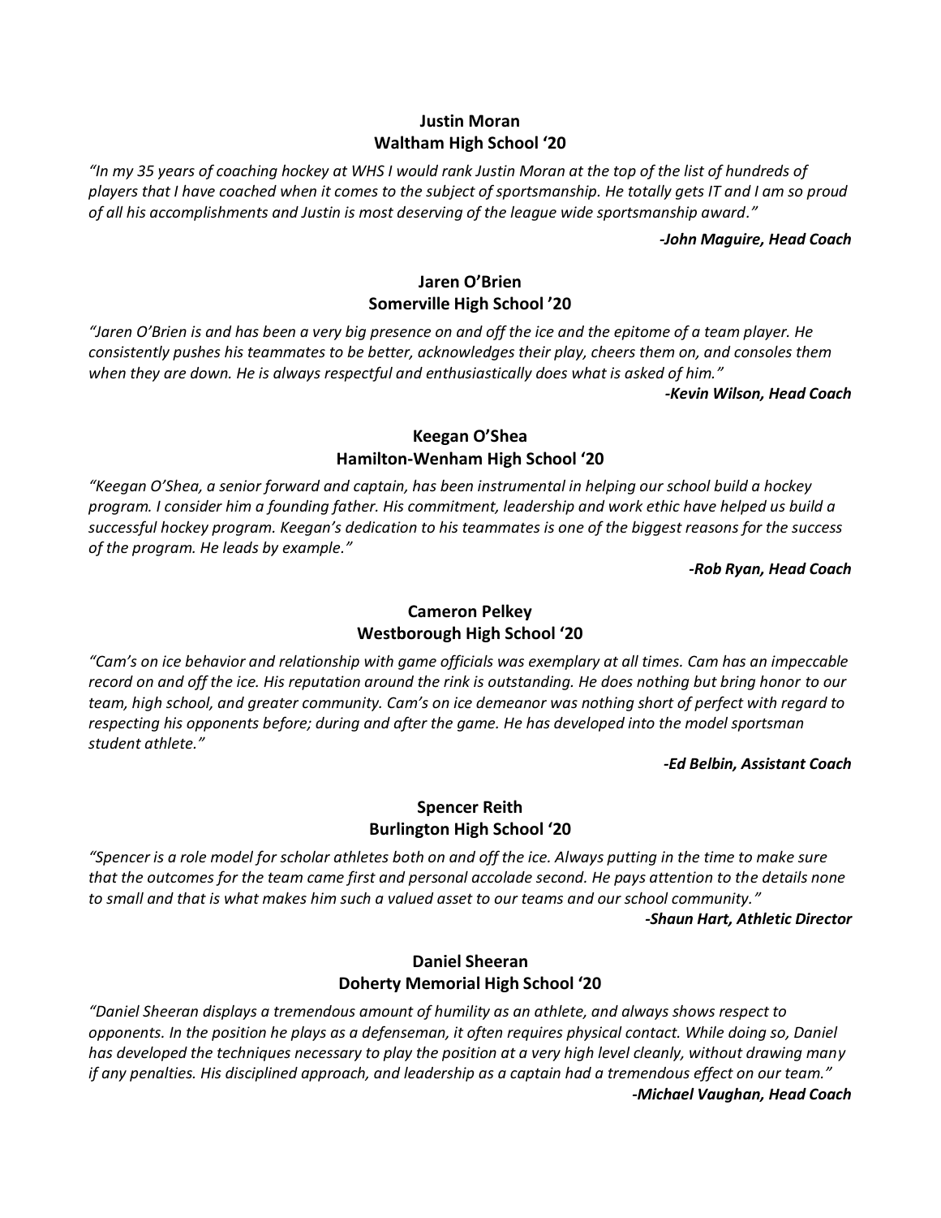**Justin Moran**
**Waltham High School '20**

*"In my 35 years of coaching hockey at WHS I would rank Justin Moran at the top of the list of hundreds of players that I have coached when it comes to the subject of sportsmanship. He totally gets IT and I am so proud of all his accomplishments and Justin is most deserving of the league wide sportsmanship award."*

***-John Maguire, Head Coach***

**Jaren O'Brien**
**Somerville High School '20**

*"Jaren O'Brien is and has been a very big presence on and off the ice and the epitome of a team player. He consistently pushes his teammates to be better, acknowledges their play, cheers them on, and consoles them when they are down. He is always respectful and enthusiastically does what is asked of him."*

***-Kevin Wilson, Head Coach***

**Keegan O'Shea**
**Hamilton-Wenham High School '20**

*"Keegan O'Shea, a senior forward and captain, has been instrumental in helping our school build a hockey program. I consider him a founding father. His commitment, leadership and work ethic have helped us build a successful hockey program. Keegan's dedication to his teammates is one of the biggest reasons for the success of the program. He leads by example."*

***-Rob Ryan, Head Coach***

**Cameron Pelkey**
**Westborough High School '20**

*"Cam's on ice behavior and relationship with game officials was exemplary at all times. Cam has an impeccable record on and off the ice. His reputation around the rink is outstanding. He does nothing but bring honor to our team, high school, and greater community. Cam's on ice demeanor was nothing short of perfect with regard to respecting his opponents before; during and after the game. He has developed into the model sportsman student athlete."*

***-Ed Belbin, Assistant Coach***

**Spencer Reith**
**Burlington High School '20**

*"Spencer is a role model for scholar athletes both on and off the ice. Always putting in the time to make sure that the outcomes for the team came first and personal accolade second. He pays attention to the details none to small and that is what makes him such a valued asset to our teams and our school community."*

***-Shaun Hart, Athletic Director***

**Daniel Sheeran**
**Doherty Memorial High School '20**

*"Daniel Sheeran displays a tremendous amount of humility as an athlete, and always shows respect to opponents. In the position he plays as a defenseman, it often requires physical contact. While doing so, Daniel has developed the techniques necessary to play the position at a very high level cleanly, without drawing many if any penalties. His disciplined approach, and leadership as a captain had a tremendous effect on our team."*

***-Michael Vaughan, Head Coach***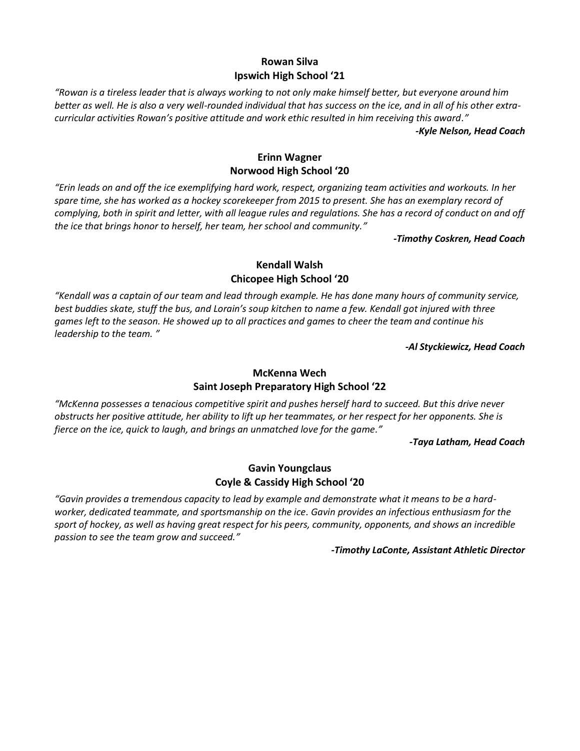**Rowan Silva**
**Ipswich High School '21**

*"Rowan is a tireless leader that is always working to not only make himself better, but everyone around him better as well. He is also a very well-rounded individual that has success on the ice, and in all of his other extra-curricular activities Rowan's positive attitude and work ethic resulted in him receiving this award."*

***-Kyle Nelson, Head Coach***

**Erinn Wagner**
**Norwood High School '20**

*"Erin leads on and off the ice exemplifying hard work, respect, organizing team activities and workouts. In her spare time, she has worked as a hockey scorekeeper from 2015 to present. She has an exemplary record of complying, both in spirit and letter, with all league rules and regulations. She has a record of conduct on and off the ice that brings honor to herself, her team, her school and community."*

***-Timothy Coskren, Head Coach***

**Kendall Walsh**
**Chicopee High School '20**

*"Kendall was a captain of our team and lead through example. He has done many hours of community service, best buddies skate, stuff the bus, and Lorain's soup kitchen to name a few. Kendall got injured with three games left to the season. He showed up to all practices and games to cheer the team and continue his leadership to the team. "*

***-Al Styckiewicz, Head Coach***

**McKenna Wech**
**Saint Joseph Preparatory High School '22**

*"McKenna possesses a tenacious competitive spirit and pushes herself hard to succeed. But this drive never obstructs her positive attitude, her ability to lift up her teammates, or her respect for her opponents. She is fierce on the ice, quick to laugh, and brings an unmatched love for the game."*

***-Taya Latham, Head Coach***

**Gavin Youngclaus**
**Coyle & Cassidy High School '20**

*"Gavin provides a tremendous capacity to lead by example and demonstrate what it means to be a hard-worker, dedicated teammate, and sportsmanship on the ice. Gavin provides an infectious enthusiasm for the sport of hockey, as well as having great respect for his peers, community, opponents, and shows an incredible passion to see the team grow and succeed."*

***-Timothy LaConte, Assistant Athletic Director***